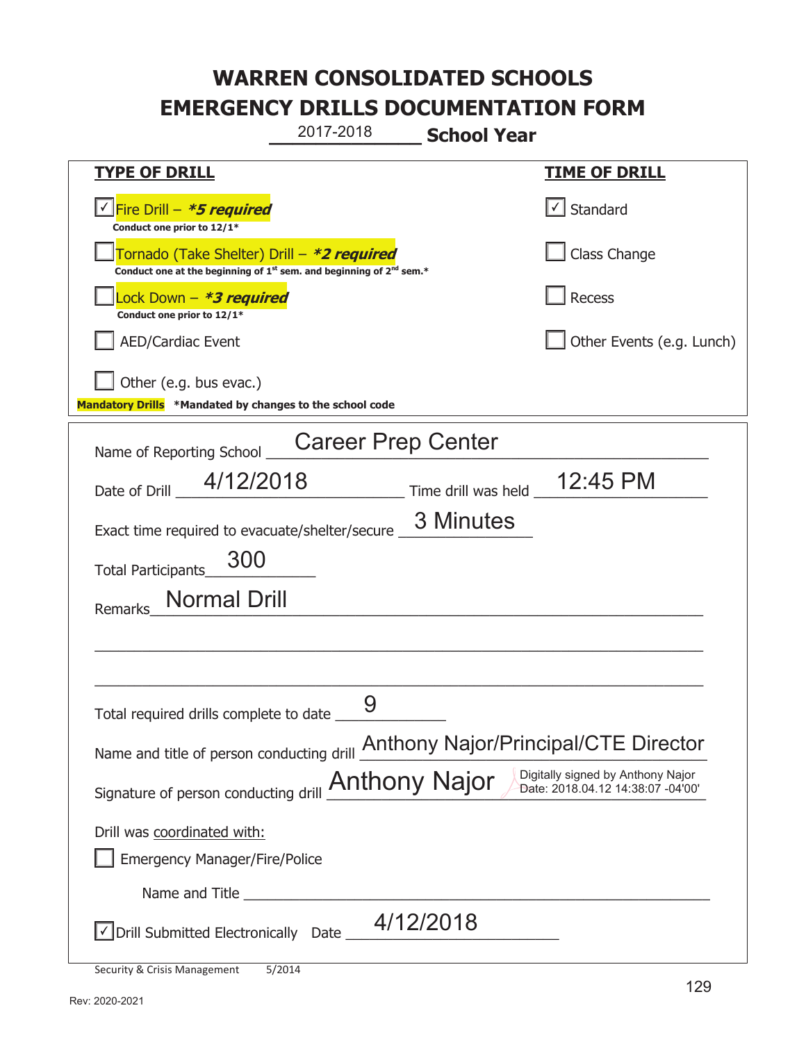# WARREN CONSOLIDATED SCHOOLS
# EMERGENCY DRILLS DOCUMENTATION FORM

2017-2018 **School Year**

| **TYPE OF DRILL** | **TIME OF DRILL** |
|---|---|
| ☑ Fire Drill – ***5 required*** <br> **Conduct one prior to 12/1*** | ☑ Standard |
| ☐ Tornado (Take Shelter) Drill – ***2 required*** <br> **Conduct one at the beginning of 1st sem. and beginning of 2nd sem.*** | ☐ Class Change |
| ☐ Lock Down – ***3 required*** <br> **Conduct one prior to 12/1*** | ☐ Recess |
| ☐ AED/Cardiac Event | ☐ Other Events (e.g. Lunch) |
| ☐ Other (e.g. bus evac.) | |

**Mandatory Drills** ***Mandated by changes to the school code**

Name of Reporting School: Career Prep Center

Date of Drill: 4/12/2018 Time drill was held: 12:45 PM

Exact time required to evacuate/shelter/secure: 3 Minutes

Total Participants: 300

Remarks: Normal Drill

Total required drills complete to date: 9

Name and title of person conducting drill: Anthony Najor/Principal/CTE Director

Signature of person conducting drill: Anthony Najor — Digitally signed by Anthony Najor Date: 2018.04.12 14:38:07 -04'00'

Drill was coordinated with:

☐ Emergency Manager/Fire/Police

Name and Title: ______________________

☑ Drill Submitted Electronically Date: 4/12/2018

Security & Crisis Management 5/2014

Rev: 2020-2021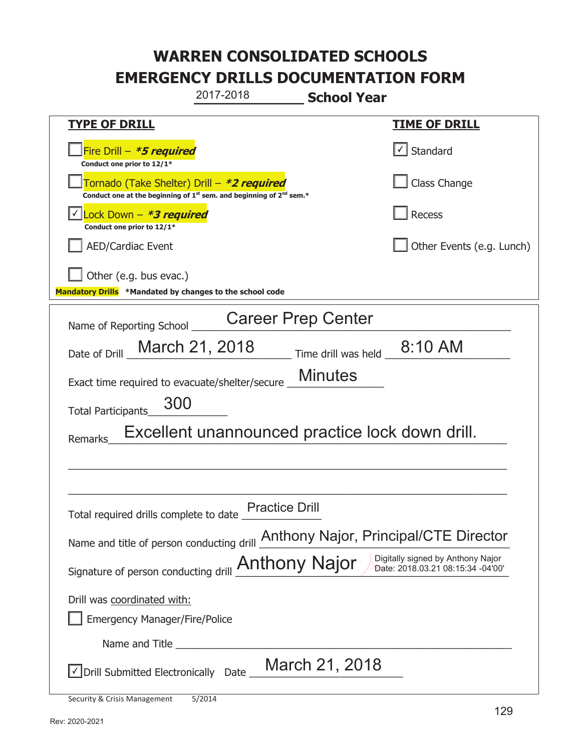# WARREN CONSOLIDATED SCHOOLS
# EMERGENCY DRILLS DOCUMENTATION FORM

2017-2018 **School Year**

| **TYPE OF DRILL** | **TIME OF DRILL** |
|---|---|
| ☐ Fire Drill – ***5 required*** <br> **Conduct one prior to 12/1*** | ☑ Standard |
| ☐ Tornado (Take Shelter) Drill – ***2 required*** <br> **Conduct one at the beginning of 1st sem. and beginning of 2nd sem.*** | ☐ Class Change |
| ☑ Lock Down – ***3 required*** <br> **Conduct one prior to 12/1*** | ☐ Recess |
| ☐ AED/Cardiac Event | ☐ Other Events (e.g. Lunch) |
| ☐ Other (e.g. bus evac.) | |

**Mandatory Drills** ***Mandated by changes to the school code**

Name of Reporting School: Career Prep Center

Date of Drill: March 21, 2018 Time drill was held: 8:10 AM

Exact time required to evacuate/shelter/secure: Minutes

Total Participants: 300

Remarks: Excellent unannounced practice lock down drill.

Total required drills complete to date: Practice Drill

Name and title of person conducting drill: Anthony Najor, Principal/CTE Director

Signature of person conducting drill: Anthony Najor Digitally signed by Anthony Najor Date: 2018.03.21 08:15:34 -04'00'

Drill was coordinated with:

☐ Emergency Manager/Fire/Police

Name and Title ______________________________

☑ Drill Submitted Electronically Date: March 21, 2018

Security & Crisis Management 5/2014

Rev: 2020-2021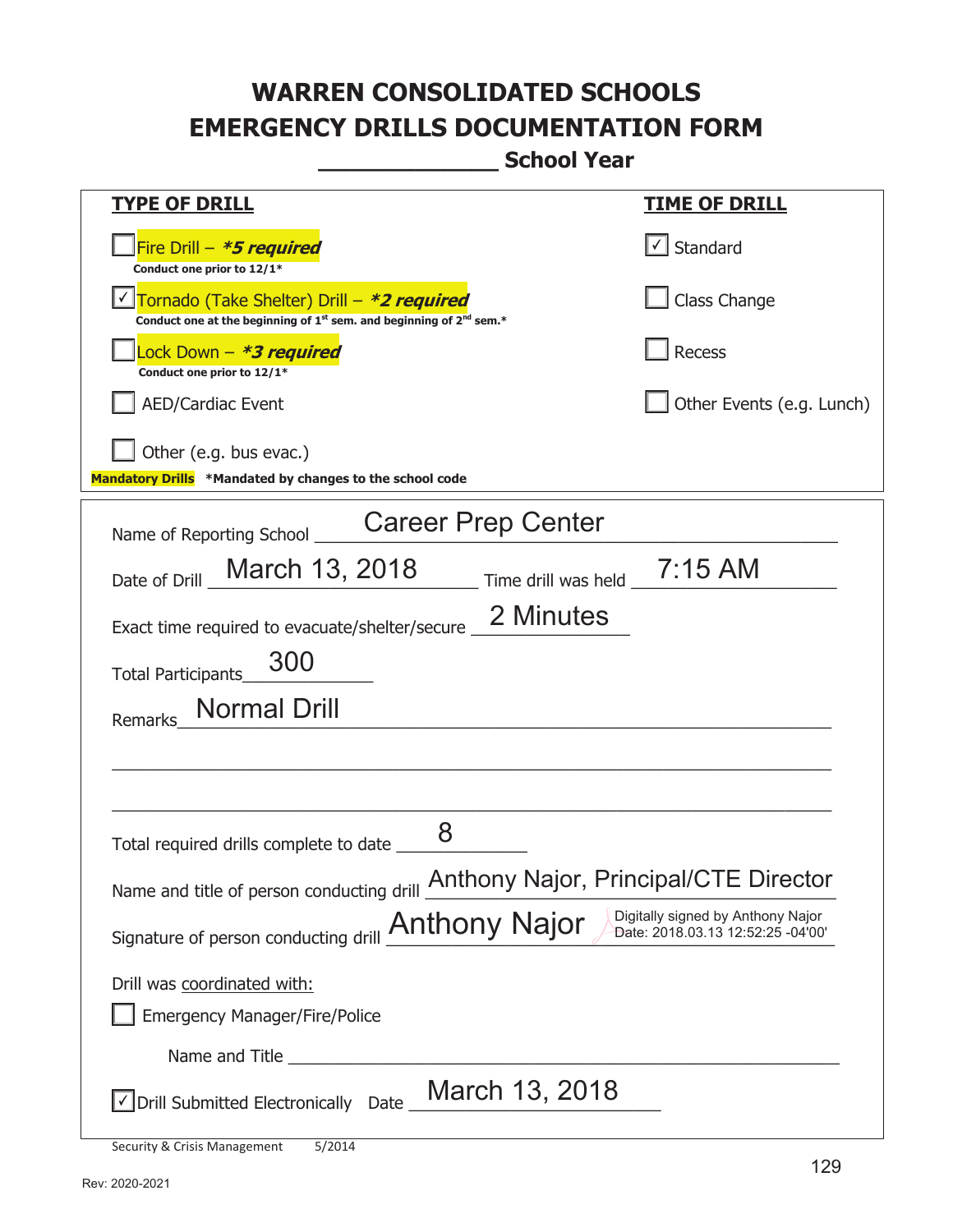# WARREN CONSOLIDATED SCHOOLS
# EMERGENCY DRILLS DOCUMENTATION FORM
## _____________ School Year

| TYPE OF DRILL | TIME OF DRILL |
|---|---|
| ☐ Fire Drill – ***5 required**<br>**Conduct one prior to 12/1*** | ☑ Standard |
| ☑ Tornado (Take Shelter) Drill – ***2 required**<br>**Conduct one at the beginning of 1st sem. and beginning of 2nd sem.*** | ☐ Class Change |
| ☐ Lock Down – ***3 required**<br>**Conduct one prior to 12/1*** | ☐ Recess |
| ☐ AED/Cardiac Event | ☐ Other Events (e.g. Lunch) |
| ☐ Other (e.g. bus evac.) | |

**Mandatory Drills** ***Mandated by changes to the school code**

Name of Reporting School: Career Prep Center

Date of Drill: March 13, 2018 Time drill was held: 7:15 AM

Exact time required to evacuate/shelter/secure: 2 Minutes

Total Participants: 300

Remarks: Normal Drill

Total required drills complete to date: 8

Name and title of person conducting drill: Anthony Najor, Principal/CTE Director

Signature of person conducting drill: Anthony Najor (Digitally signed by Anthony Najor Date: 2018.03.13 12:52:25 -04'00')

Drill was coordinated with:

☐ Emergency Manager/Fire/Police

Name and Title ______________________________

☑ Drill Submitted Electronically Date: March 13, 2018

Security & Crisis Management 5/2014

Rev: 2020-2021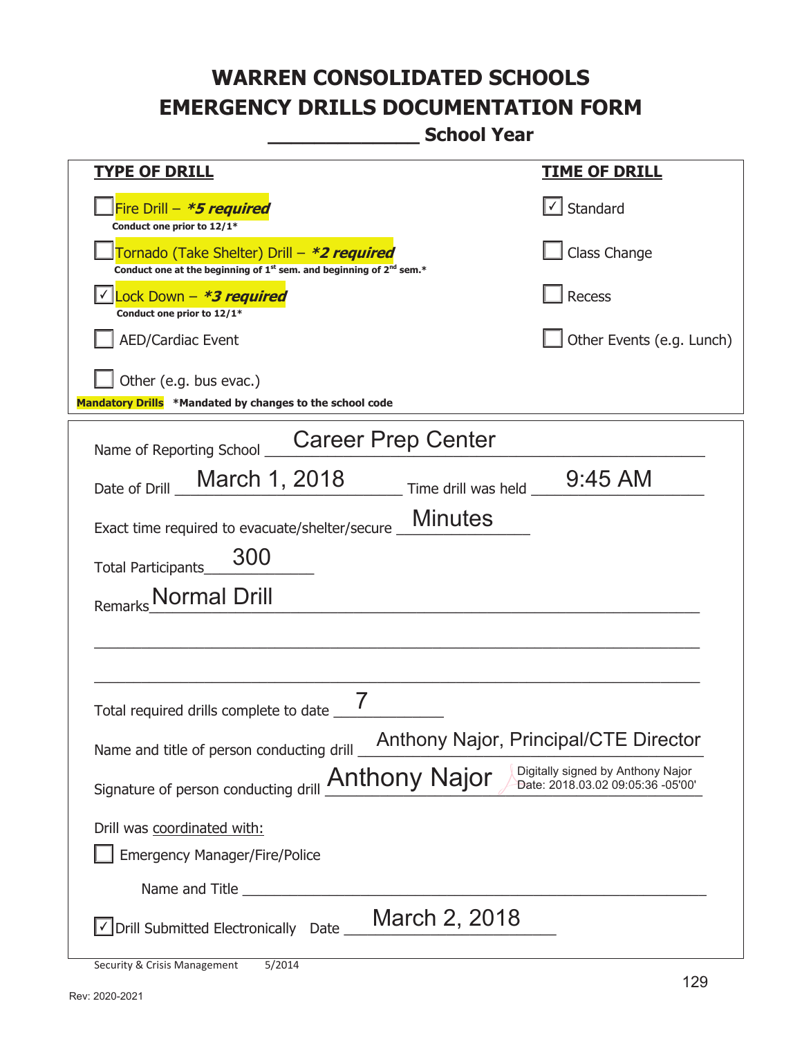# WARREN CONSOLIDATED SCHOOLS
# EMERGENCY DRILLS DOCUMENTATION FORM
## _____________ School Year

| TYPE OF DRILL | TIME OF DRILL |
|---|---|
| ☐ Fire Drill – ***5 required*** <br> **Conduct one prior to 12/1*** | ☑ Standard |
| ☐ Tornado (Take Shelter) Drill – ***2 required*** <br> **Conduct one at the beginning of 1st sem. and beginning of 2nd sem.*** | ☐ Class Change |
| ☑ Lock Down – ***3 required*** <br> **Conduct one prior to 12/1*** | ☐ Recess |
| ☐ AED/Cardiac Event | ☐ Other Events (e.g. Lunch) |
| ☐ Other (e.g. bus evac.) | |

**Mandatory Drills** **\*Mandated by changes to the school code**

Name of Reporting School: Career Prep Center

Date of Drill: March 1, 2018    Time drill was held: 9:45 AM

Exact time required to evacuate/shelter/secure: Minutes

Total Participants: 300

Remarks: Normal Drill

Total required drills complete to date: 7

Name and title of person conducting drill: Anthony Najor, Principal/CTE Director

Signature of person conducting drill: Anthony Najor — Digitally signed by Anthony Najor Date: 2018.03.02 09:05:36 -05'00'

Drill was coordinated with:

☐ Emergency Manager/Fire/Police

Name and Title ______________________

☑ Drill Submitted Electronically    Date: March 2, 2018

Security & Crisis Management 5/2014

Rev: 2020-2021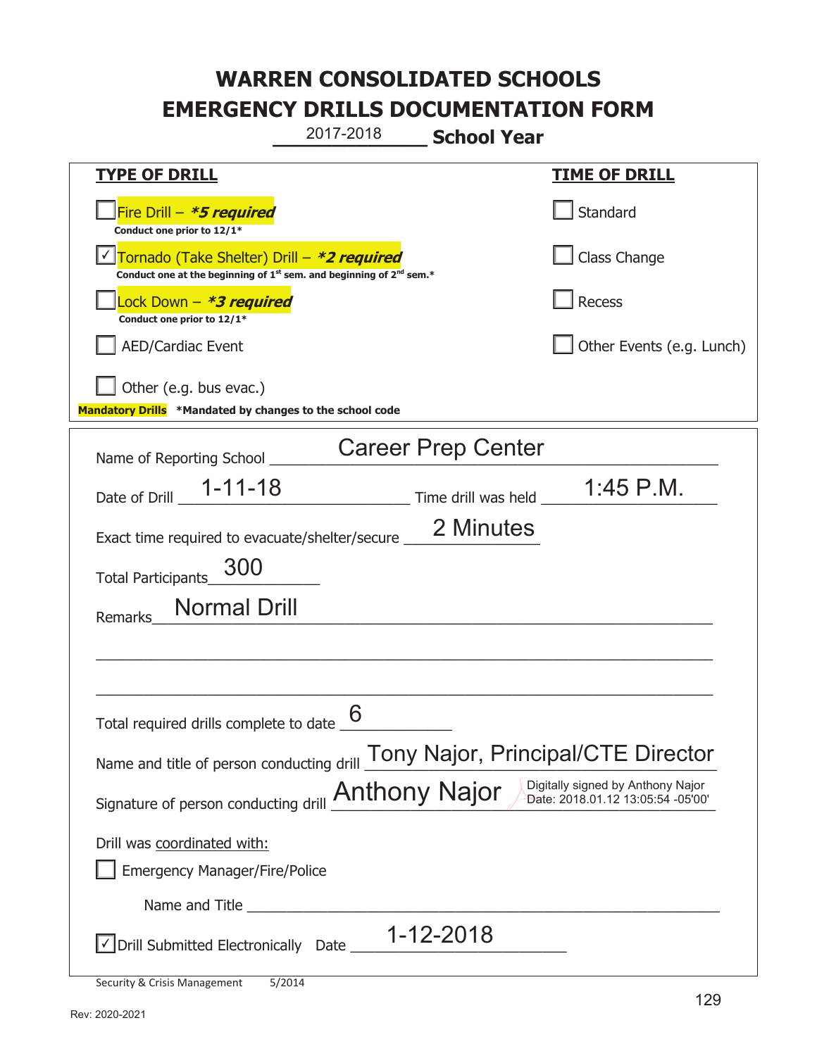# WARREN CONSOLIDATED SCHOOLS
# EMERGENCY DRILLS DOCUMENTATION FORM

2017-2018 **School Year**

| **TYPE OF DRILL** | **TIME OF DRILL** |
|---|---|
| ☐ Fire Drill – ***5 required** <br> **Conduct one prior to 12/1*** | ☐ Standard |
| ☑ Tornado (Take Shelter) Drill – ***2 required** <br> **Conduct one at the beginning of 1st sem. and beginning of 2nd sem.*** | ☐ Class Change |
| ☐ Lock Down – ***3 required** <br> **Conduct one prior to 12/1*** | ☐ Recess |
| ☐ AED/Cardiac Event | ☐ Other Events (e.g. Lunch) |
| ☐ Other (e.g. bus evac.) | |

**Mandatory Drills** ***Mandated by changes to the school code**

Name of Reporting School: Career Prep Center

Date of Drill: 1-11-18 Time drill was held: 1:45 P.M.

Exact time required to evacuate/shelter/secure: 2 Minutes

Total Participants: 300

Remarks: Normal Drill

Total required drills complete to date: 6

Name and title of person conducting drill: Tony Najor, Principal/CTE Director

Signature of person conducting drill: Anthony Najor (Digitally signed by Anthony Najor Date: 2018.01.12 13:05:54 -05'00')

Drill was coordinated with:

☐ Emergency Manager/Fire/Police

Name and Title: ____________________

☑ Drill Submitted Electronically Date: 1-12-2018

Security & Crisis Management 5/2014

Rev: 2020-2021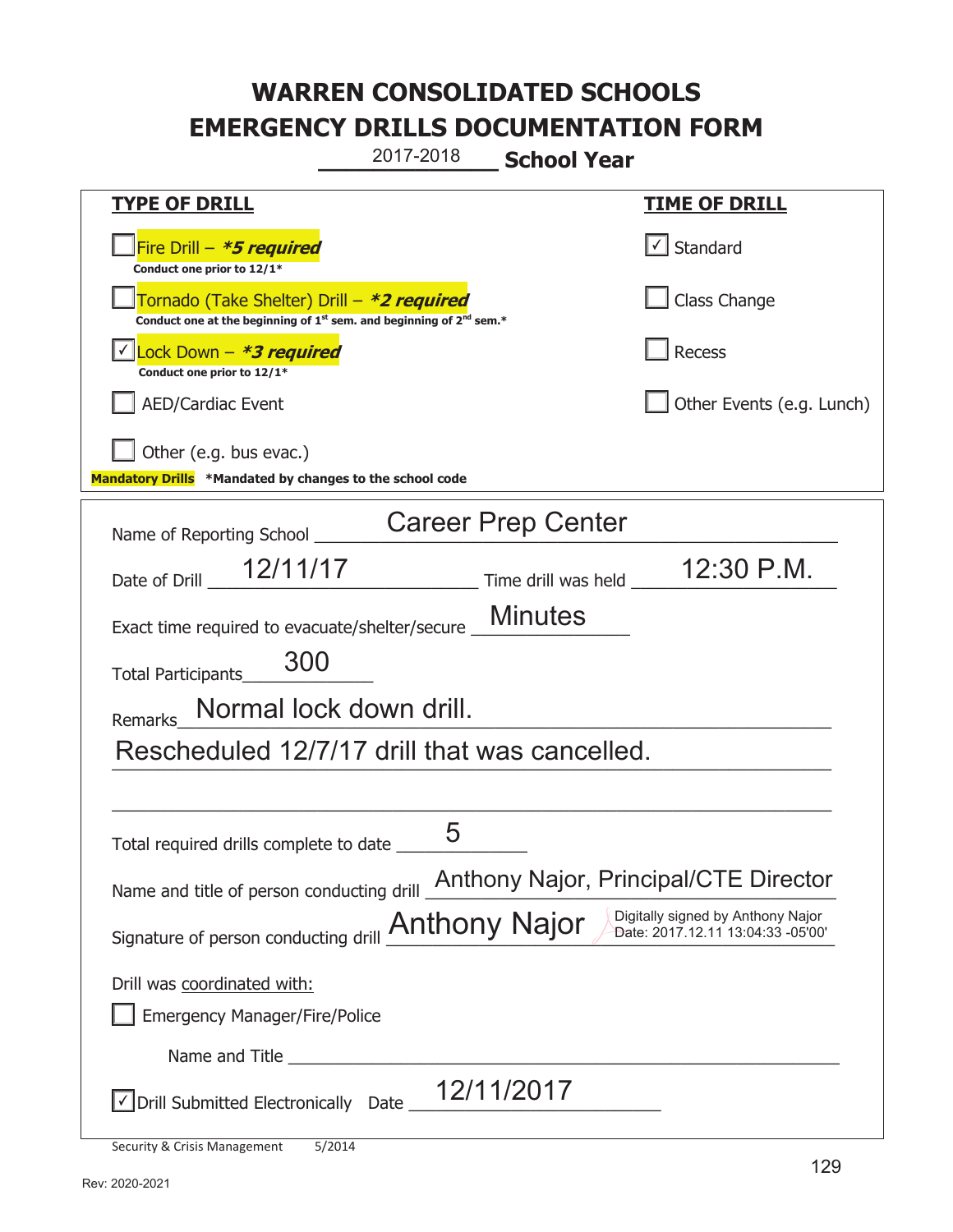# WARREN CONSOLIDATED SCHOOLS
# EMERGENCY DRILLS DOCUMENTATION FORM

2017-2018 **School Year**

| **TYPE OF DRILL** | **TIME OF DRILL** |
|---|---|
| ☐ Fire Drill – ***5 required** <br> **Conduct one prior to 12/1*** | ☑ Standard |
| ☐ Tornado (Take Shelter) Drill – ***2 required** <br> **Conduct one at the beginning of 1st sem. and beginning of 2nd sem.*** | ☐ Class Change |
| ☑ Lock Down – ***3 required** <br> **Conduct one prior to 12/1*** | ☐ Recess |
| ☐ AED/Cardiac Event | ☐ Other Events (e.g. Lunch) |
| ☐ Other (e.g. bus evac.) | |

**Mandatory Drills** ***Mandated by changes to the school code**

Name of Reporting School: Career Prep Center

Date of Drill: 12/11/17  Time drill was held: 12:30 P.M.

Exact time required to evacuate/shelter/secure: Minutes

Total Participants: 300

Remarks: Normal lock down drill.
Rescheduled 12/7/17 drill that was cancelled.

Total required drills complete to date: 5

Name and title of person conducting drill: Anthony Najor, Principal/CTE Director

Signature of person conducting drill: Anthony Najor (Digitally signed by Anthony Najor Date: 2017.12.11 13:04:33 -05'00')

Drill was coordinated with:

☐ Emergency Manager/Fire/Police

Name and Title ______________________

☑ Drill Submitted Electronically  Date: 12/11/2017

Security & Crisis Management 5/2014

Rev: 2020-2021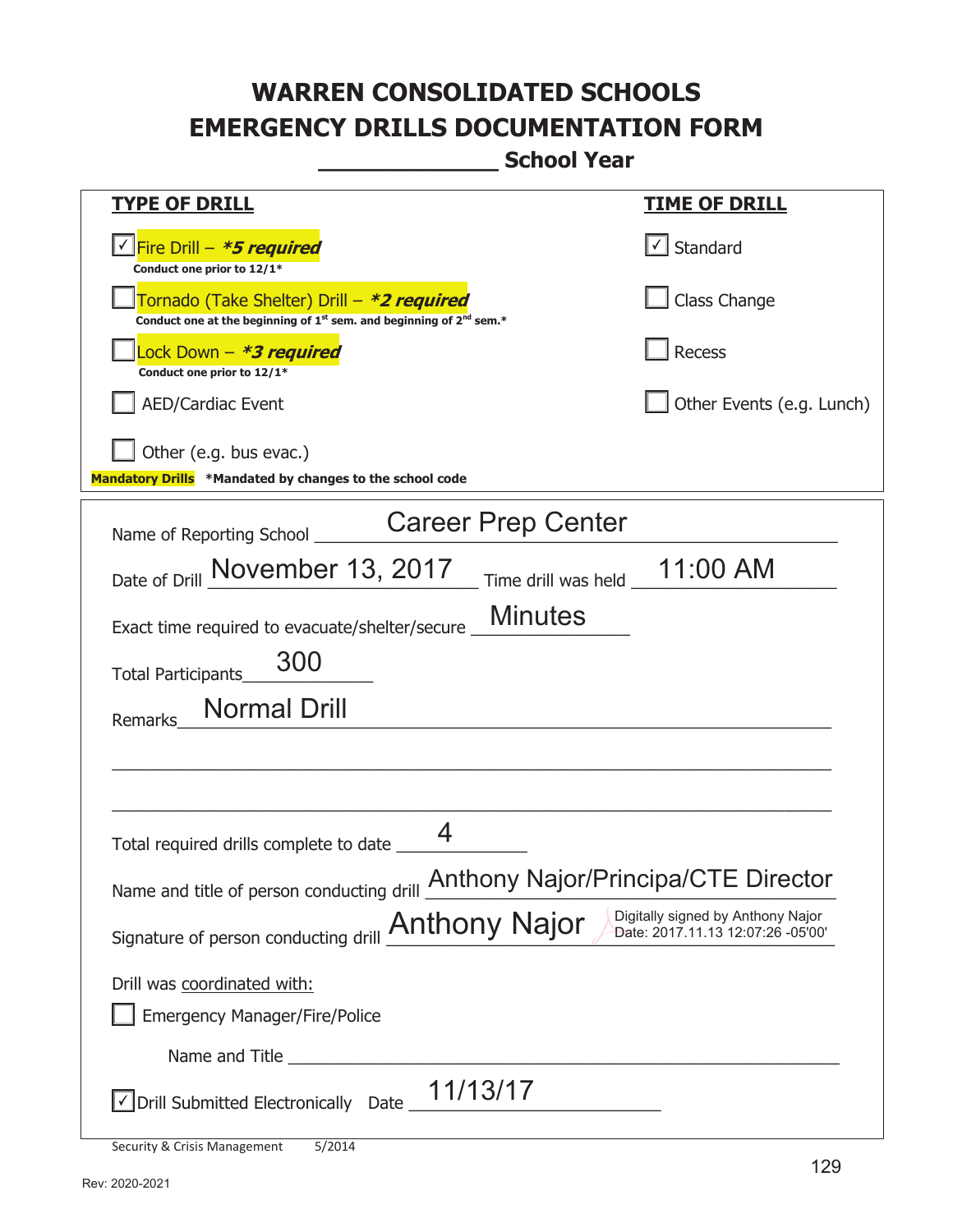# WARREN CONSOLIDATED SCHOOLS
# EMERGENCY DRILLS DOCUMENTATION FORM
## _____________ School Year

| TYPE OF DRILL | TIME OF DRILL |
|---|---|
| ☑ Fire Drill – ***5 required*** <br> **Conduct one prior to 12/1*** | ☑ Standard |
| ☐ Tornado (Take Shelter) Drill – ***2 required*** <br> **Conduct one at the beginning of 1st sem. and beginning of 2nd sem.*** | ☐ Class Change |
| ☐ Lock Down – ***3 required*** <br> **Conduct one prior to 12/1*** | ☐ Recess |
| ☐ AED/Cardiac Event | ☐ Other Events (e.g. Lunch) |
| ☐ Other (e.g. bus evac.) | |

**Mandatory Drills** ***Mandated by changes to the school code**

Name of Reporting School: Career Prep Center

Date of Drill: November 13, 2017 Time drill was held: 11:00 AM

Exact time required to evacuate/shelter/secure: Minutes

Total Participants: 300

Remarks: Normal Drill

Total required drills complete to date: 4

Name and title of person conducting drill: Anthony Najor/Principa/CTE Director

Signature of person conducting drill: Anthony Najor — Digitally signed by Anthony Najor Date: 2017.11.13 12:07:26 -05'00'

Drill was coordinated with:

☐ Emergency Manager/Fire/Police

Name and Title _______________________

☑ Drill Submitted Electronically Date: 11/13/17

Security & Crisis Management 5/2014

Rev: 2020-2021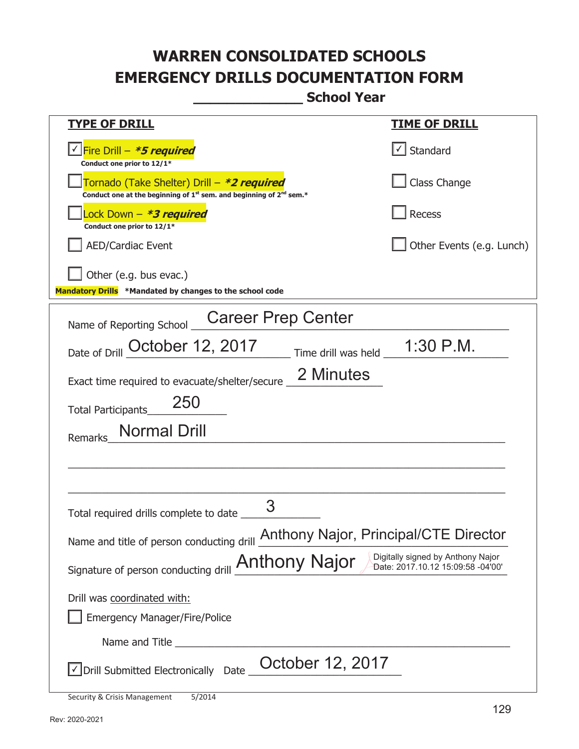# WARREN CONSOLIDATED SCHOOLS
# EMERGENCY DRILLS DOCUMENTATION FORM
## _____________ School Year

| TYPE OF DRILL | TIME OF DRILL |
|---|---|
| ☑ Fire Drill – ***5 required** <br> **Conduct one prior to 12/1*** | ☑ Standard |
| ☐ Tornado (Take Shelter) Drill – ***2 required** <br> **Conduct one at the beginning of 1st sem. and beginning of 2nd sem.*** | ☐ Class Change |
| ☐ Lock Down – ***3 required** <br> **Conduct one prior to 12/1*** | ☐ Recess |
| ☐ AED/Cardiac Event | ☐ Other Events (e.g. Lunch) |
| ☐ Other (e.g. bus evac.) | |

**Mandatory Drills** ***Mandated by changes to the school code**

Name of Reporting School: Career Prep Center

Date of Drill: October 12, 2017 Time drill was held: 1:30 P.M.

Exact time required to evacuate/shelter/secure: 2 Minutes

Total Participants: 250

Remarks: Normal Drill

Total required drills complete to date: 3

Name and title of person conducting drill: Anthony Najor, Principal/CTE Director

Signature of person conducting drill: Anthony Najor (Digitally signed by Anthony Najor Date: 2017.10.12 15:09:58 -04'00')

Drill was coordinated with:

☐ Emergency Manager/Fire/Police

Name and Title ____________________

☑ Drill Submitted Electronically Date: October 12, 2017

Security & Crisis Management 5/2014

Rev: 2020-2021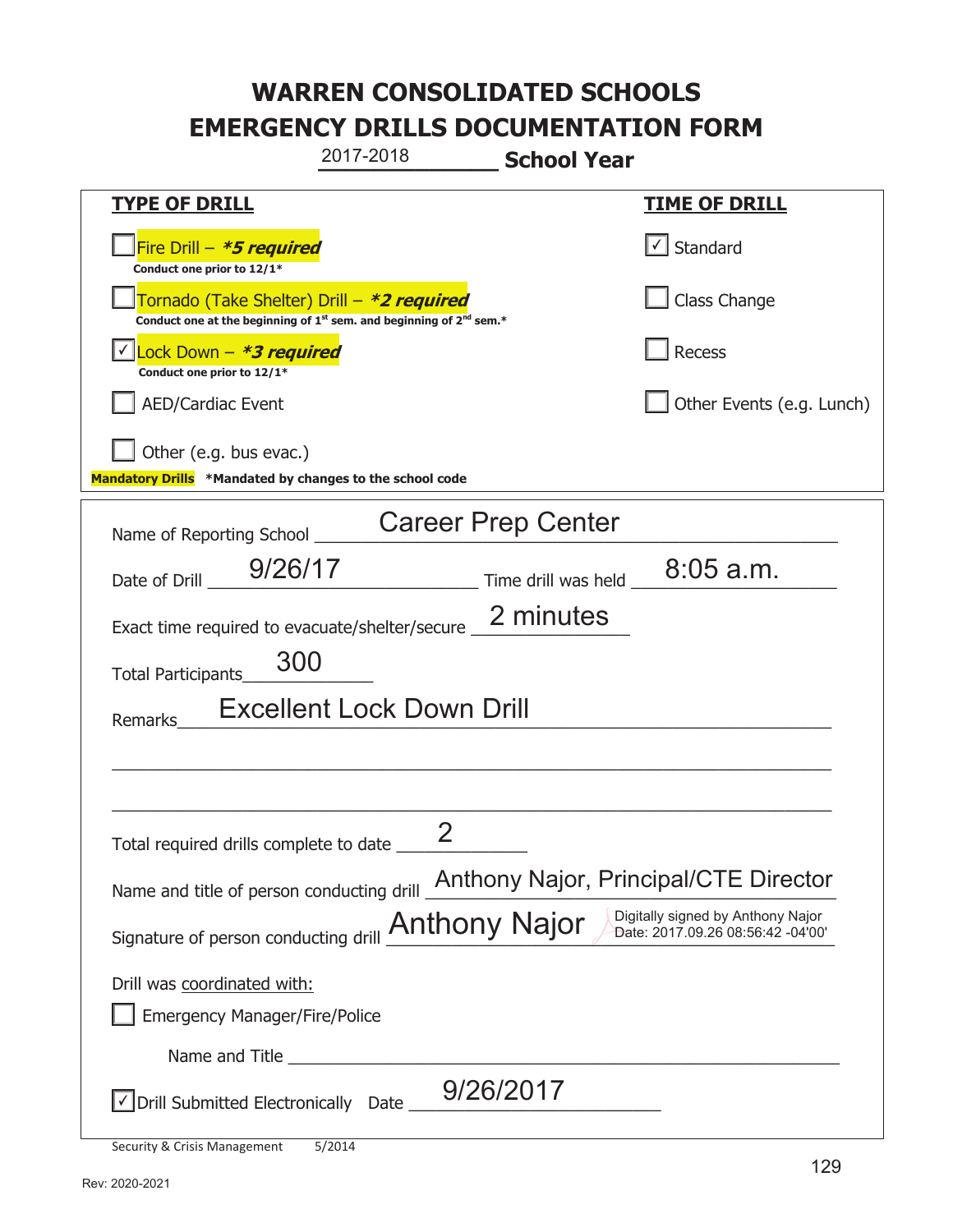# WARREN CONSOLIDATED SCHOOLS
# EMERGENCY DRILLS DOCUMENTATION FORM

2017-2018 **School Year**

| **TYPE OF DRILL** | **TIME OF DRILL** |
|---|---|
| ☐ Fire Drill – ***5 required*** <br> **Conduct one prior to 12/1*** | ☑ Standard |
| ☐ Tornado (Take Shelter) Drill – ***2 required*** <br> **Conduct one at the beginning of 1st sem. and beginning of 2nd sem.*** | ☐ Class Change |
| ☑ Lock Down – ***3 required*** <br> **Conduct one prior to 12/1*** | ☐ Recess |
| ☐ AED/Cardiac Event | ☐ Other Events (e.g. Lunch) |
| ☐ Other (e.g. bus evac.) | |

**Mandatory Drills** ***Mandated by changes to the school code**

Name of Reporting School: Career Prep Center

Date of Drill: 9/26/17 Time drill was held: 8:05 a.m.

Exact time required to evacuate/shelter/secure: 2 minutes

Total Participants: 300

Remarks: Excellent Lock Down Drill

Total required drills complete to date: 2

Name and title of person conducting drill: Anthony Najor, Principal/CTE Director

Signature of person conducting drill: Anthony Najor (Digitally signed by Anthony Najor Date: 2017.09.26 08:56:42 -04'00')

Drill was coordinated with:

☐ Emergency Manager/Fire/Police

Name and Title: ______

☑ Drill Submitted Electronically Date: 9/26/2017

Security & Crisis Management 5/2014

Rev: 2020-2021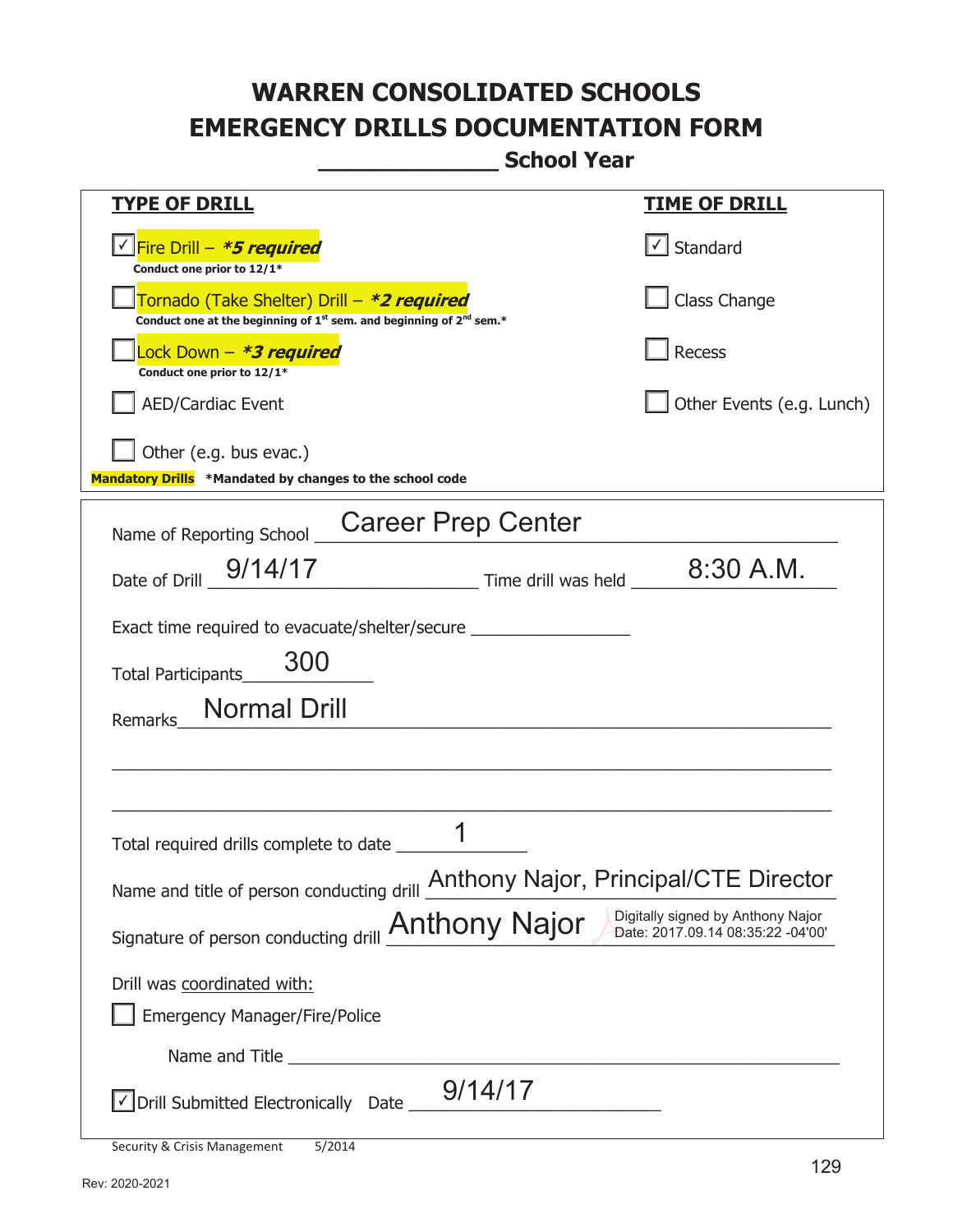# WARREN CONSOLIDATED SCHOOLS
# EMERGENCY DRILLS DOCUMENTATION FORM

**_____________ School Year**

| TYPE OF DRILL | TIME OF DRILL |
|---|---|
| ☑ Fire Drill – ***5 required*** <br> **Conduct one prior to 12/1*** | ☑ Standard |
| ☐ Tornado (Take Shelter) Drill – ***2 required*** <br> **Conduct one at the beginning of 1st sem. and beginning of 2nd sem.*** | ☐ Class Change |
| ☐ Lock Down – ***3 required*** <br> **Conduct one prior to 12/1*** | ☐ Recess |
| ☐ AED/Cardiac Event | ☐ Other Events (e.g. Lunch) |
| ☐ Other (e.g. bus evac.) | |

**Mandatory Drills** ***Mandated by changes to the school code**

Name of Reporting School: Career Prep Center

Date of Drill: 9/14/17 Time drill was held: 8:30 A.M.

Exact time required to evacuate/shelter/secure: _______________

Total Participants: 300

Remarks: Normal Drill

Total required drills complete to date: 1

Name and title of person conducting drill: Anthony Najor, Principal/CTE Director

Signature of person conducting drill: Anthony Najor (Digitally signed by Anthony Najor Date: 2017.09.14 08:35:22 -04'00')

Drill was coordinated with:

☐ Emergency Manager/Fire/Police

Name and Title _______________________________

☑ Drill Submitted Electronically Date: 9/14/17

Security & Crisis Management 5/2014

Rev: 2020-2021